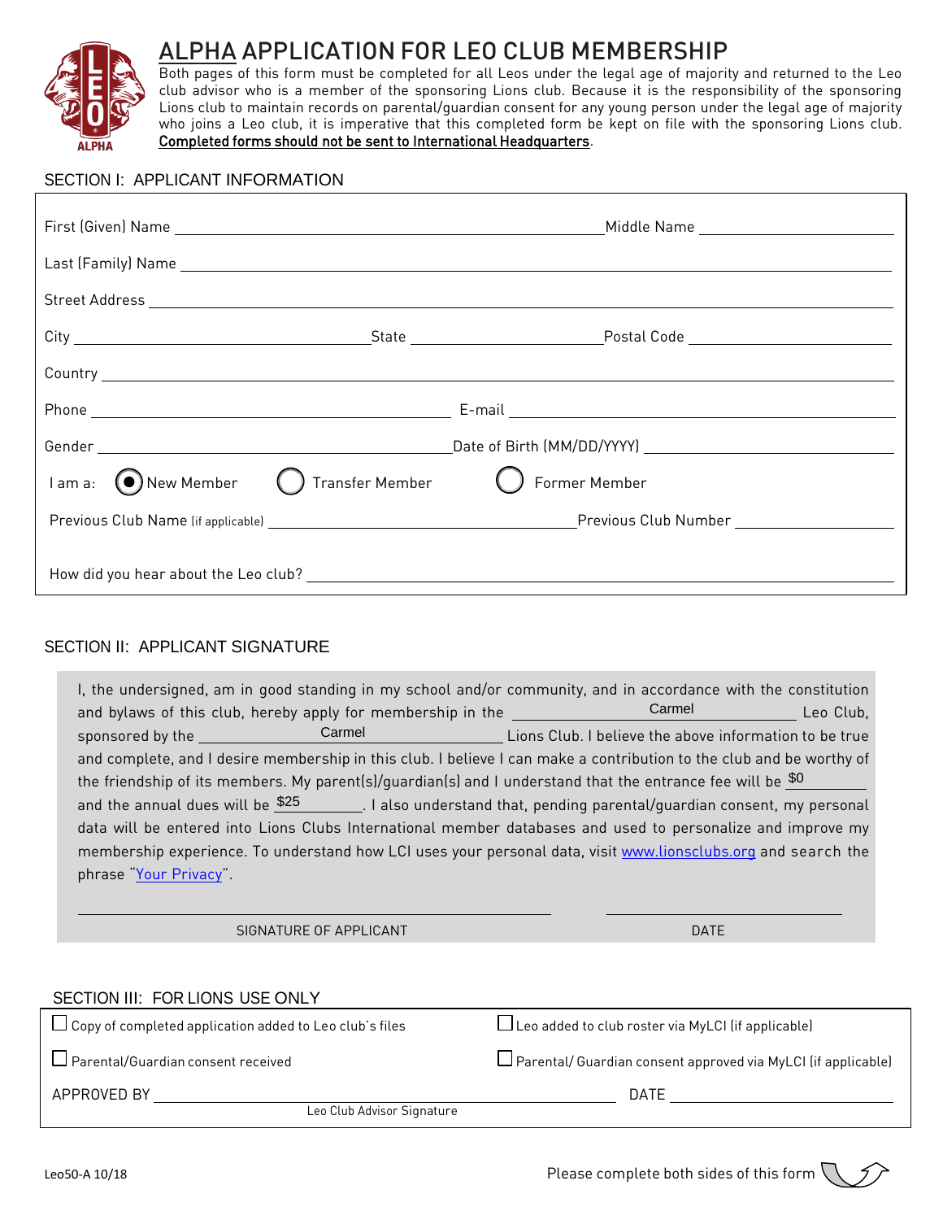# ALPHA APPLICATION FOR LEO CLUB MEMBERSHIP

Both pages of this form must be completed for all Leos under the legal age of majority and returned to the Leo club advisor who is a member of the sponsoring Lions club. Because it is the responsibility of the sponsoring Lions club to maintain records on parental/guardian consent for any young person under the legal age of majority who joins a Leo club, it is imperative that this completed form be kept on file with the sponsoring Lions club. **Completed forms should not be sent to International Headquarters**.

## SECTION I: APPLICANT INFORMATION

First (Given) Name ______________________ Middle Name ______________

Last (Family) Name ______________________

Street Address ______________________

City ______________ State ______________ Postal Code ______________

Country ______________________

Phone ______________ E-mail ______________

Gender ______________ Date of Birth (MM/DD/YYYY) ______________

I am a: (●) New Member ( ) Transfer Member ( ) Former Member

Previous Club Name (if applicable) ______________ Previous Club Number ______________

How did you hear about the Leo club? ______________________

## SECTION II: APPLICANT SIGNATURE

I, the undersigned, am in good standing in my school and/or community, and in accordance with the constitution and bylaws of this club, hereby apply for membership in the Carmel Leo Club, sponsored by the Carmel Lions Club. I believe the above information to be true and complete, and I desire membership in this club. I believe I can make a contribution to the club and be worthy of the friendship of its members. My parent(s)/guardian(s) and I understand that the entrance fee will be $0 and the annual dues will be $25. I also understand that, pending parental/guardian consent, my personal data will be entered into Lions Clubs International member databases and used to personalize and improve my membership experience. To understand how LCI uses your personal data, visit www.lionsclubs.org and search the phrase "Your Privacy".

______________________ SIGNATURE OF APPLICANT

______________ DATE

## SECTION III: FOR LIONS USE ONLY

☐ Copy of completed application added to Leo club's files

☐ Leo added to club roster via MyLCI (if applicable)

☐ Parental/Guardian consent received

☐ Parental/ Guardian consent approved via MyLCI (if applicable)

APPROVED BY ______________________ DATE ______________
Leo Club Advisor Signature

Leo50-A 10/18

Please complete both sides of this form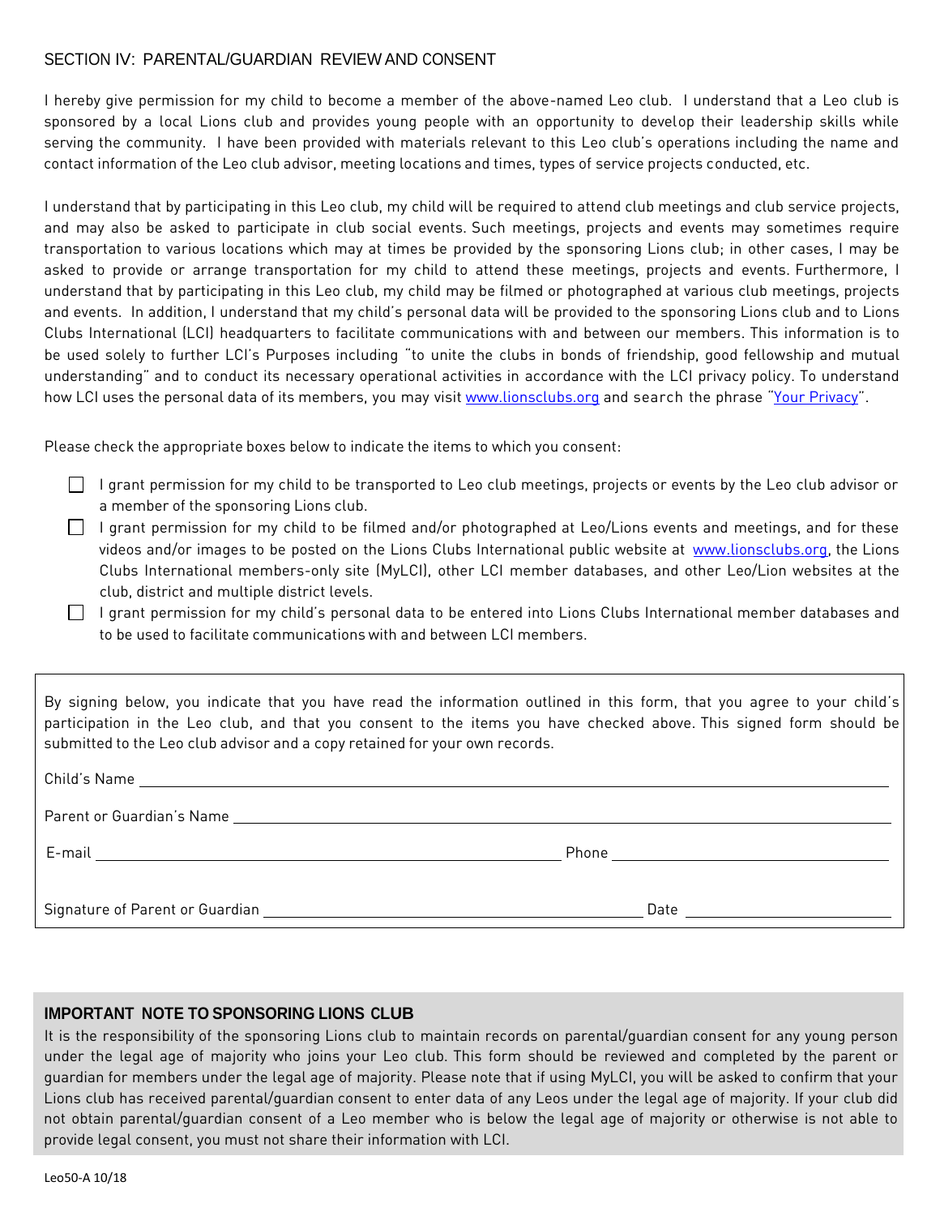## SECTION IV: PARENTAL/GUARDIAN REVIEW AND CONSENT

I hereby give permission for my child to become a member of the above-named Leo club. I understand that a Leo club is sponsored by a local Lions club and provides young people with an opportunity to develop their leadership skills while serving the community. I have been provided with materials relevant to this Leo club's operations including the name and contact information of the Leo club advisor, meeting locations and times, types of service projects conducted, etc.

I understand that by participating in this Leo club, my child will be required to attend club meetings and club service projects, and may also be asked to participate in club social events. Such meetings, projects and events may sometimes require transportation to various locations which may at times be provided by the sponsoring Lions club; in other cases, I may be asked to provide or arrange transportation for my child to attend these meetings, projects and events. Furthermore, I understand that by participating in this Leo club, my child may be filmed or photographed at various club meetings, projects and events. In addition, I understand that my child's personal data will be provided to the sponsoring Lions club and to Lions Clubs International (LCI) headquarters to facilitate communications with and between our members. This information is to be used solely to further LCI's Purposes including "to unite the clubs in bonds of friendship, good fellowship and mutual understanding" and to conduct its necessary operational activities in accordance with the LCI privacy policy. To understand how LCI uses the personal data of its members, you may visit www.lionsclubs.org and search the phrase "Your Privacy".

Please check the appropriate boxes below to indicate the items to which you consent:

- ☐ I grant permission for my child to be transported to Leo club meetings, projects or events by the Leo club advisor or a member of the sponsoring Lions club.
- ☐ I grant permission for my child to be filmed and/or photographed at Leo/Lions events and meetings, and for these videos and/or images to be posted on the Lions Clubs International public website at www.lionsclubs.org, the Lions Clubs International members-only site (MyLCI), other LCI member databases, and other Leo/Lion websites at the club, district and multiple district levels.
- ☐ I grant permission for my child's personal data to be entered into Lions Clubs International member databases and to be used to facilitate communications with and between LCI members.

By signing below, you indicate that you have read the information outlined in this form, that you agree to your child's participation in the Leo club, and that you consent to the items you have checked above. This signed form should be submitted to the Leo club advisor and a copy retained for your own records.

Child's Name ____________________________________________

Parent or Guardian's Name ____________________________________________

E-mail ______________________________ Phone ______________________________

Signature of Parent or Guardian ______________________________ Date ______________

### IMPORTANT NOTE TO SPONSORING LIONS CLUB

It is the responsibility of the sponsoring Lions club to maintain records on parental/guardian consent for any young person under the legal age of majority who joins your Leo club. This form should be reviewed and completed by the parent or guardian for members under the legal age of majority. Please note that if using MyLCI, you will be asked to confirm that your Lions club has received parental/guardian consent to enter data of any Leos under the legal age of majority. If your club did not obtain parental/guardian consent of a Leo member who is below the legal age of majority or otherwise is not able to provide legal consent, you must not share their information with LCI.

Leo50-A 10/18